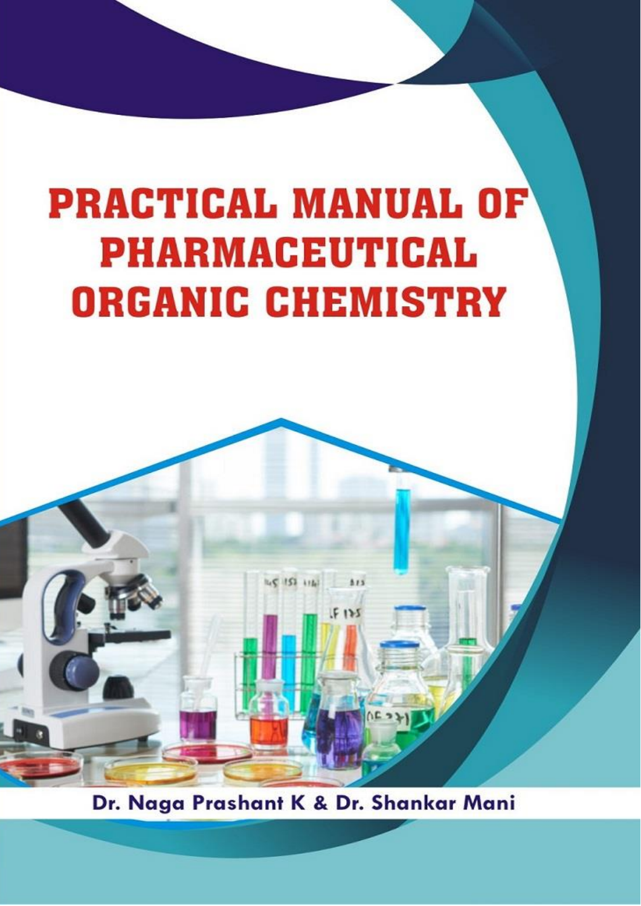# PRACTICAL MANUAL OF PHARMACEUTICAL ORGANIC CHEMISTRY

**Dr. Naga Prashant K & Dr. Shankar Mani**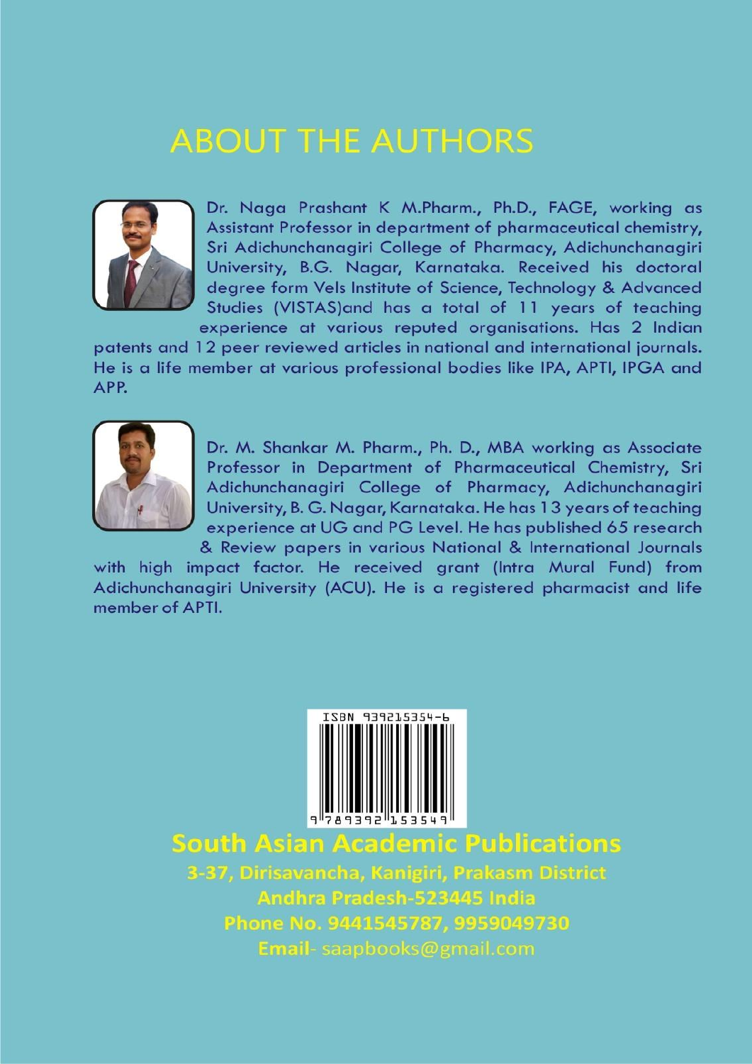# ABOUT THE AUTHORS

Dr. Naga Prashant K M.Pharm., Ph.D., FAGE, working as Assistant Professor in department of pharmaceutical chemistry, Sri Adichunchanagiri College of Pharmacy, Adichunchanagiri University, B.G. Nagar, Karnataka. Received his doctoral degree form Vels Institute of Science, Technology & Advanced Studies (VISTAS)and has a total of 11 years of teaching experience at various reputed organisations. Has 2 Indian patents and 12 peer reviewed articles in national and international journals. He is a life member at various professional bodies like IPA, APTI, IPGA and APP.

Dr. M. Shankar M. Pharm., Ph. D., MBA working as Associate Professor in Department of Pharmaceutical Chemistry, Sri Adichunchanagiri College of Pharmacy, Adichunchanagiri University, B. G. Nagar, Karnataka. He has 13 years of teaching experience at UG and PG Level. He has published 65 research & Review papers in various National & International Journals with high impact factor. He received grant (Intra Mural Fund) from Adichunchanagiri University (ACU). He is a registered pharmacist and life member of APTI.

ISBN 939215354-6

9 789392 153549

**South Asian Academic Publications**

**3-37, Dirisavancha, Kanigiri, Prakasm District**

**Andhra Pradesh-523445 India**

**Phone No. 9441545787, 9959049730**

**Email**- saapbooks@gmail.com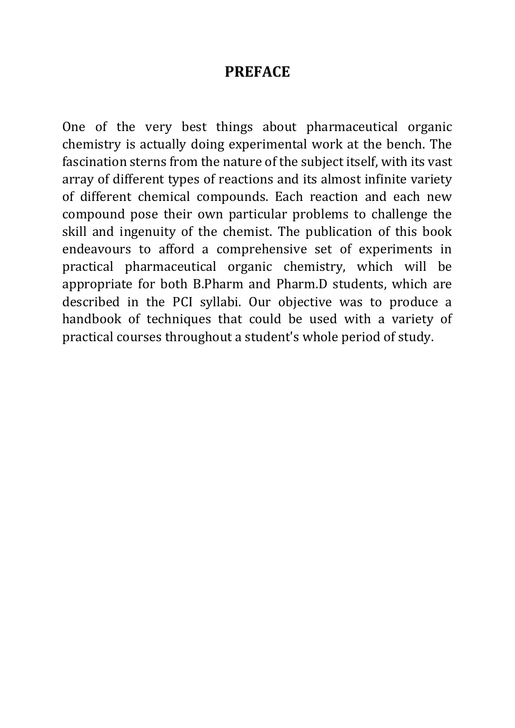# PREFACE

One of the very best things about pharmaceutical organic chemistry is actually doing experimental work at the bench. The fascination sterns from the nature of the subject itself, with its vast array of different types of reactions and its almost infinite variety of different chemical compounds. Each reaction and each new compound pose their own particular problems to challenge the skill and ingenuity of the chemist. The publication of this book endeavours to afford a comprehensive set of experiments in practical pharmaceutical organic chemistry, which will be appropriate for both B.Pharm and Pharm.D students, which are described in the PCI syllabi. Our objective was to produce a handbook of techniques that could be used with a variety of practical courses throughout a student's whole period of study.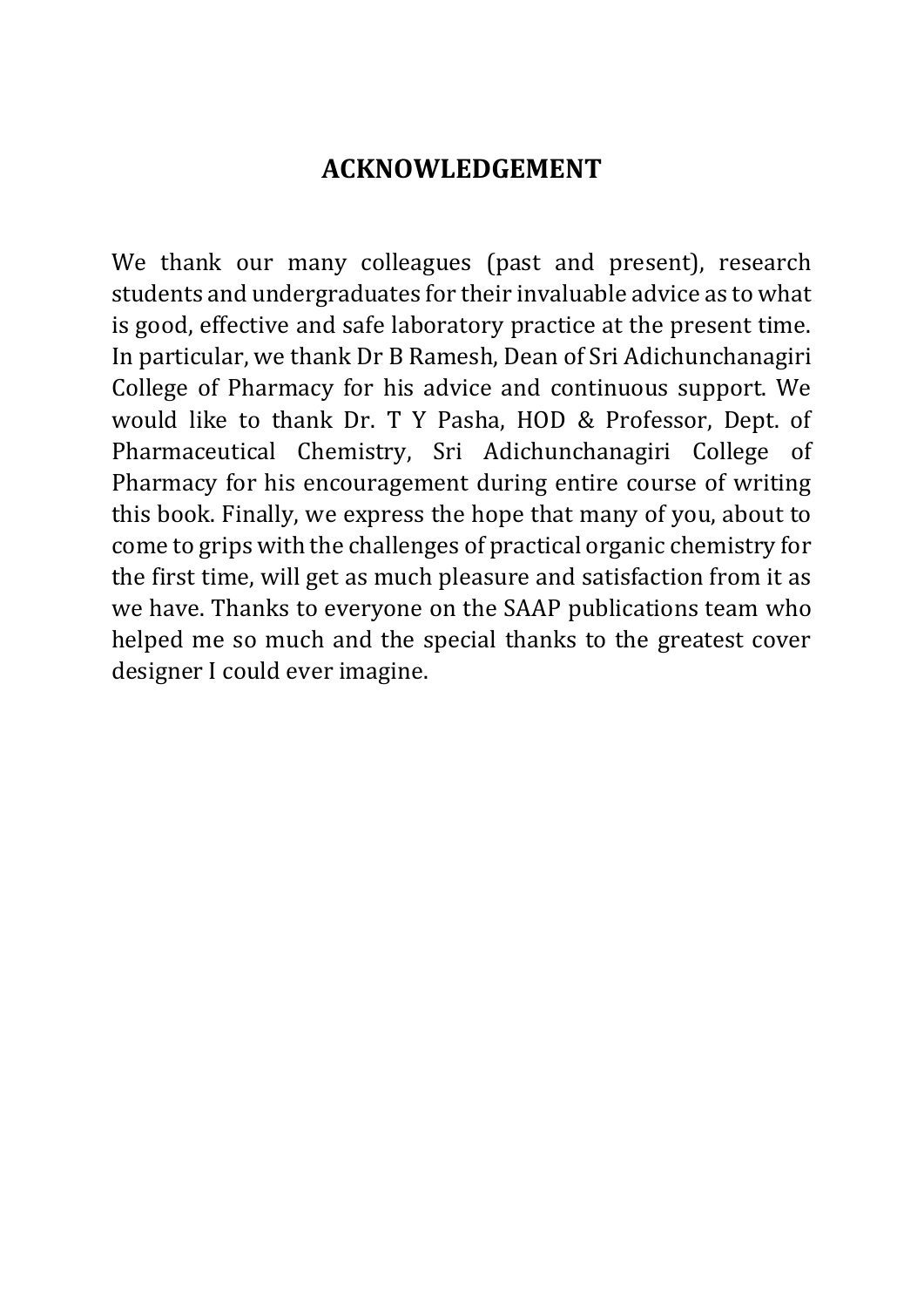# ACKNOWLEDGEMENT

We thank our many colleagues (past and present), research students and undergraduates for their invaluable advice as to what is good, effective and safe laboratory practice at the present time. In particular, we thank Dr B Ramesh, Dean of Sri Adichunchanagiri College of Pharmacy for his advice and continuous support. We would like to thank Dr. T Y Pasha, HOD & Professor, Dept. of Pharmaceutical Chemistry, Sri Adichunchanagiri College of Pharmacy for his encouragement during entire course of writing this book. Finally, we express the hope that many of you, about to come to grips with the challenges of practical organic chemistry for the first time, will get as much pleasure and satisfaction from it as we have. Thanks to everyone on the SAAP publications team who helped me so much and the special thanks to the greatest cover designer I could ever imagine.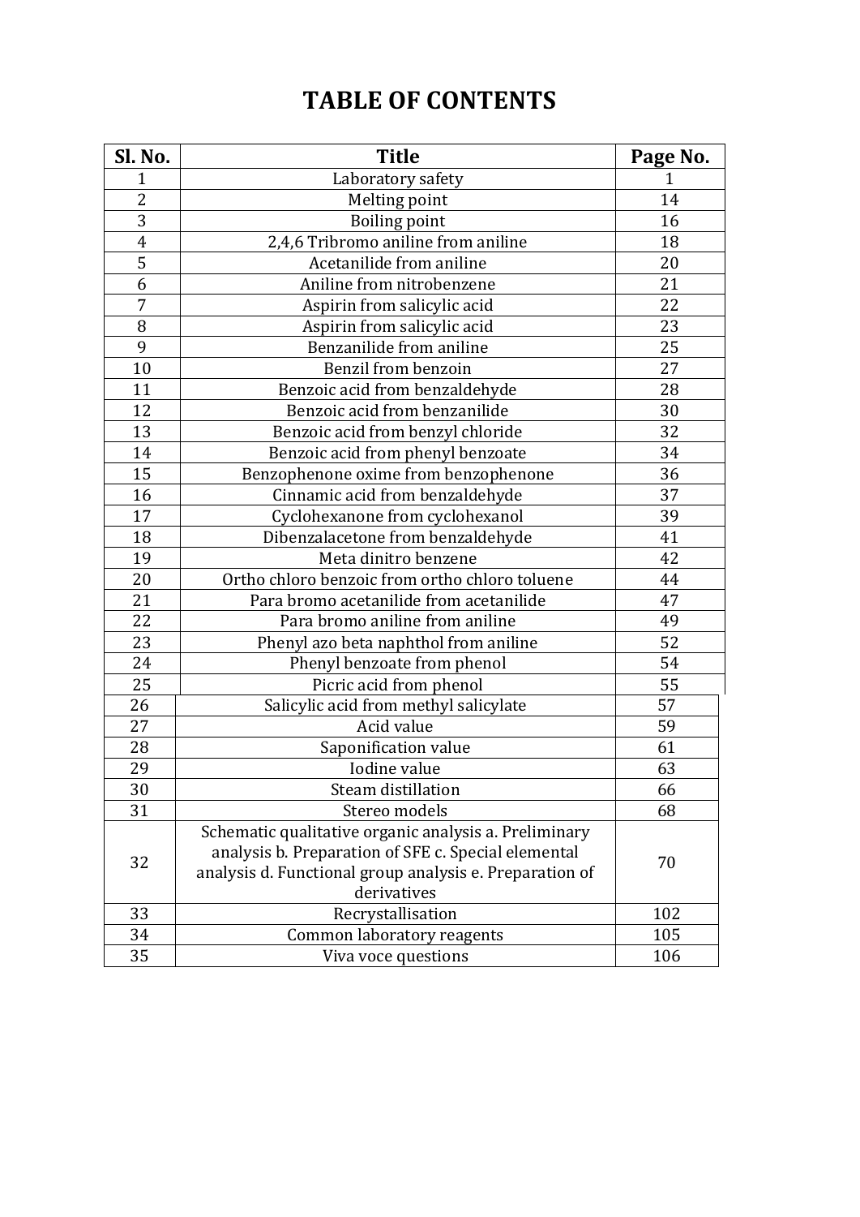# TABLE OF CONTENTS

| Sl. No. | Title | Page No. |
|---|---|---|
| 1 | Laboratory safety | 1 |
| 2 | Melting point | 14 |
| 3 | Boiling point | 16 |
| 4 | 2,4,6 Tribromo aniline from aniline | 18 |
| 5 | Acetanilide from aniline | 20 |
| 6 | Aniline from nitrobenzene | 21 |
| 7 | Aspirin from salicylic acid | 22 |
| 8 | Aspirin from salicylic acid | 23 |
| 9 | Benzanilide from aniline | 25 |
| 10 | Benzil from benzoin | 27 |
| 11 | Benzoic acid from benzaldehyde | 28 |
| 12 | Benzoic acid from benzanilide | 30 |
| 13 | Benzoic acid from benzyl chloride | 32 |
| 14 | Benzoic acid from phenyl benzoate | 34 |
| 15 | Benzophenone oxime from benzophenone | 36 |
| 16 | Cinnamic acid from benzaldehyde | 37 |
| 17 | Cyclohexanone from cyclohexanol | 39 |
| 18 | Dibenzalacetone from benzaldehyde | 41 |
| 19 | Meta dinitro benzene | 42 |
| 20 | Ortho chloro benzoic from ortho chloro toluene | 44 |
| 21 | Para bromo acetanilide from acetanilide | 47 |
| 22 | Para bromo aniline from aniline | 49 |
| 23 | Phenyl azo beta naphthol from aniline | 52 |
| 24 | Phenyl benzoate from phenol | 54 |
| 25 | Picric acid from phenol | 55 |
| 26 | Salicylic acid from methyl salicylate | 57 |
| 27 | Acid value | 59 |
| 28 | Saponification value | 61 |
| 29 | Iodine value | 63 |
| 30 | Steam distillation | 66 |
| 31 | Stereo models | 68 |
| 32 | Schematic qualitative organic analysis a. Preliminary analysis b. Preparation of SFE c. Special elemental analysis d. Functional group analysis e. Preparation of derivatives | 70 |
| 33 | Recrystallisation | 102 |
| 34 | Common laboratory reagents | 105 |
| 35 | Viva voce questions | 106 |